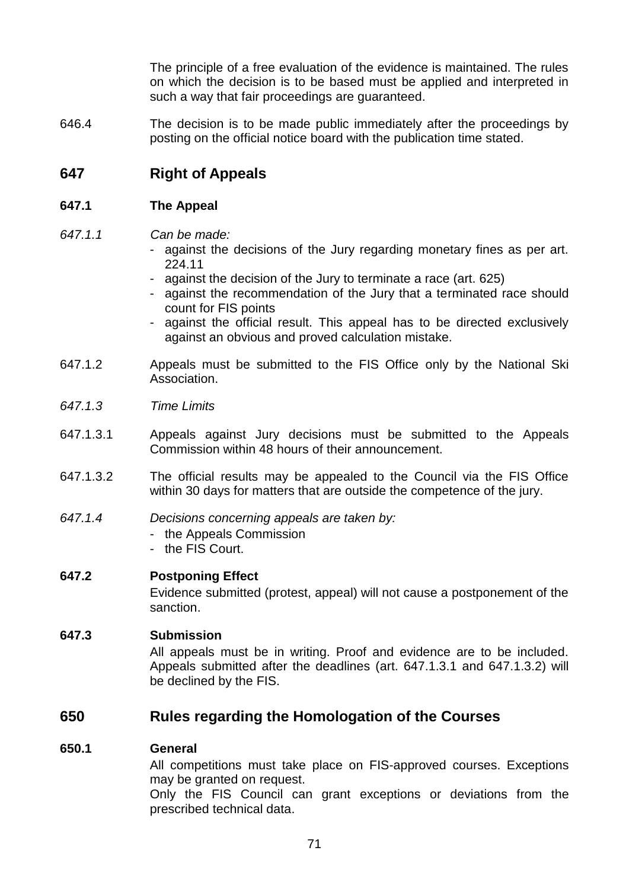The principle of a free evaluation of the evidence is maintained. The rules on which the decision is to be based must be applied and interpreted in such a way that fair proceedings are guaranteed.

646.4 The decision is to be made public immediately after the proceedings by posting on the official notice board with the publication time stated.

## 647 Right of Appeals

### 647.1 The Appeal

*647.1.1* *Can be made:*

- against the decisions of the Jury regarding monetary fines as per art. 224.11
- against the decision of the Jury to terminate a race (art. 625)
- against the recommendation of the Jury that a terminated race should count for FIS points
- against the official result. This appeal has to be directed exclusively against an obvious and proved calculation mistake.

647.1.2 Appeals must be submitted to the FIS Office only by the National Ski Association.

*647.1.3* *Time Limits*

647.1.3.1 Appeals against Jury decisions must be submitted to the Appeals Commission within 48 hours of their announcement.

647.1.3.2 The official results may be appealed to the Council via the FIS Office within 30 days for matters that are outside the competence of the jury.

*647.1.4* *Decisions concerning appeals are taken by:*

- the Appeals Commission
- the FIS Court.

### 647.2 Postponing Effect

Evidence submitted (protest, appeal) will not cause a postponement of the sanction.

### 647.3 Submission

All appeals must be in writing. Proof and evidence are to be included. Appeals submitted after the deadlines (art. 647.1.3.1 and 647.1.3.2) will be declined by the FIS.

## 650 Rules regarding the Homologation of the Courses

### 650.1 General

All competitions must take place on FIS-approved courses. Exceptions may be granted on request.

Only the FIS Council can grant exceptions or deviations from the prescribed technical data.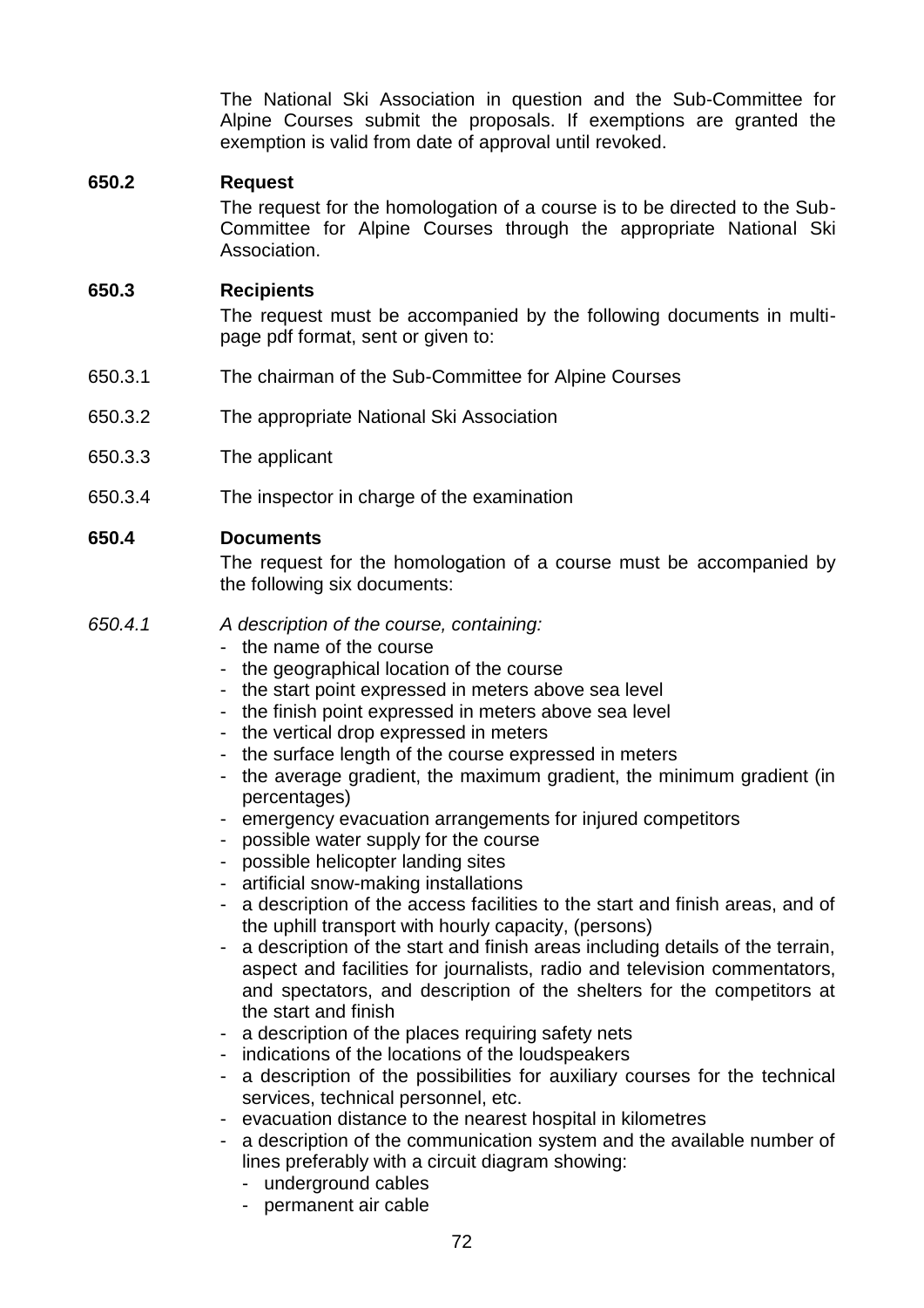The National Ski Association in question and the Sub-Committee for Alpine Courses submit the proposals. If exemptions are granted the exemption is valid from date of approval until revoked.

**650.2 Request**

The request for the homologation of a course is to be directed to the Sub-Committee for Alpine Courses through the appropriate National Ski Association.

**650.3 Recipients**

The request must be accompanied by the following documents in multi-page pdf format, sent or given to:

650.3.1 The chairman of the Sub-Committee for Alpine Courses

650.3.2 The appropriate National Ski Association

650.3.3 The applicant

650.3.4 The inspector in charge of the examination

**650.4 Documents**

The request for the homologation of a course must be accompanied by the following six documents:

*650.4.1 A description of the course, containing:*

- the name of the course
- the geographical location of the course
- the start point expressed in meters above sea level
- the finish point expressed in meters above sea level
- the vertical drop expressed in meters
- the surface length of the course expressed in meters
- the average gradient, the maximum gradient, the minimum gradient (in percentages)
- emergency evacuation arrangements for injured competitors
- possible water supply for the course
- possible helicopter landing sites
- artificial snow-making installations
- a description of the access facilities to the start and finish areas, and of the uphill transport with hourly capacity, (persons)
- a description of the start and finish areas including details of the terrain, aspect and facilities for journalists, radio and television commentators, and spectators, and description of the shelters for the competitors at the start and finish
- a description of the places requiring safety nets
- indications of the locations of the loudspeakers
- a description of the possibilities for auxiliary courses for the technical services, technical personnel, etc.
- evacuation distance to the nearest hospital in kilometres
- a description of the communication system and the available number of lines preferably with a circuit diagram showing:
  - underground cables
  - permanent air cable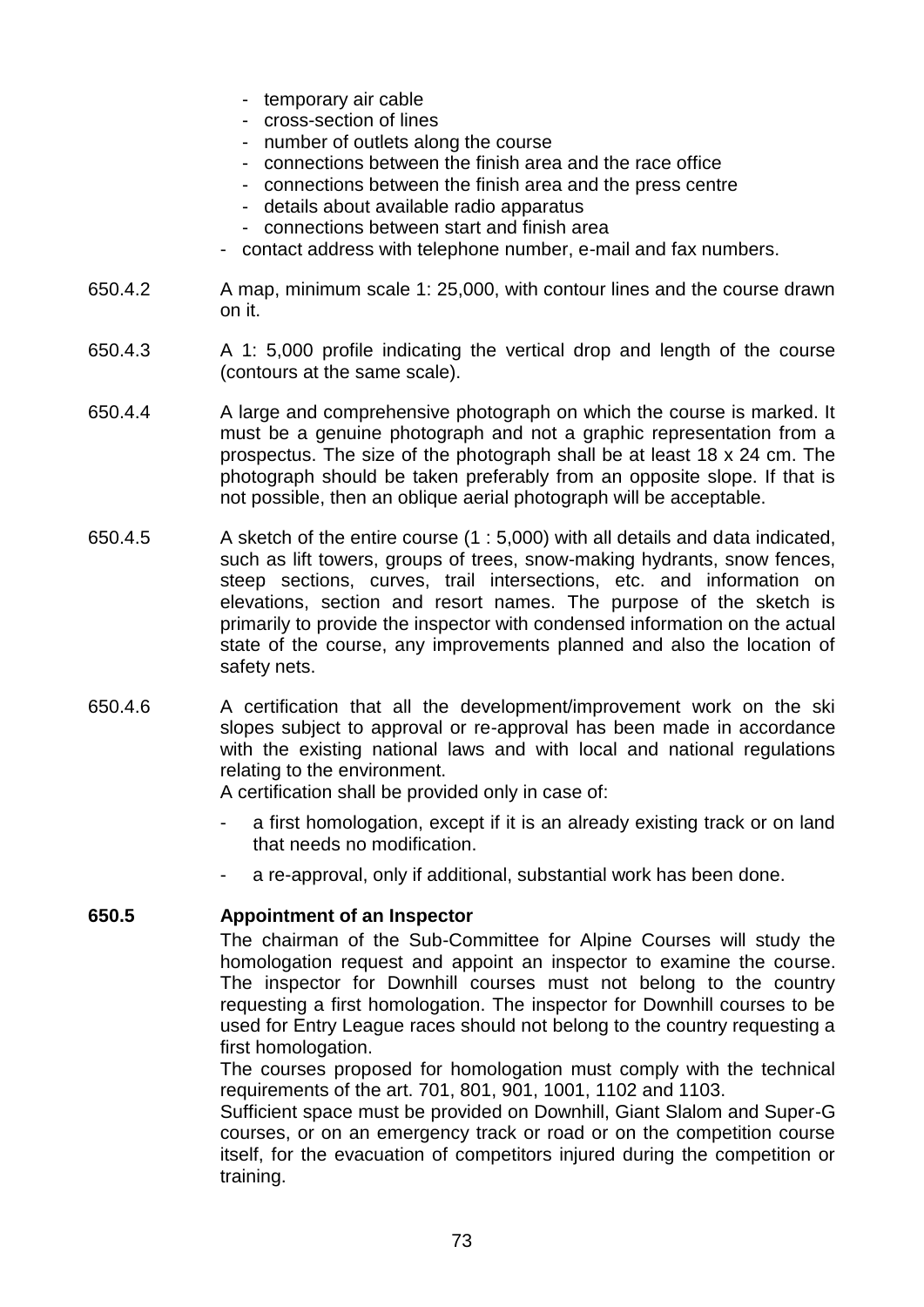- temporary air cable
    - cross-section of lines
    - number of outlets along the course
    - connections between the finish area and the race office
    - connections between the finish area and the press centre
    - details about available radio apparatus
    - connections between start and finish area
- contact address with telephone number, e-mail and fax numbers.

650.4.2 A map, minimum scale 1: 25,000, with contour lines and the course drawn on it.

650.4.3 A 1: 5,000 profile indicating the vertical drop and length of the course (contours at the same scale).

650.4.4 A large and comprehensive photograph on which the course is marked. It must be a genuine photograph and not a graphic representation from a prospectus. The size of the photograph shall be at least 18 x 24 cm. The photograph should be taken preferably from an opposite slope. If that is not possible, then an oblique aerial photograph will be acceptable.

650.4.5 A sketch of the entire course (1 : 5,000) with all details and data indicated, such as lift towers, groups of trees, snow-making hydrants, snow fences, steep sections, curves, trail intersections, etc. and information on elevations, section and resort names. The purpose of the sketch is primarily to provide the inspector with condensed information on the actual state of the course, any improvements planned and also the location of safety nets.

650.4.6 A certification that all the development/improvement work on the ski slopes subject to approval or re-approval has been made in accordance with the existing national laws and with local and national regulations relating to the environment.
A certification shall be provided only in case of:

- a first homologation, except if it is an already existing track or on land that needs no modification.
- a re-approval, only if additional, substantial work has been done.

**650.5 Appointment of an Inspector**

The chairman of the Sub-Committee for Alpine Courses will study the homologation request and appoint an inspector to examine the course. The inspector for Downhill courses must not belong to the country requesting a first homologation. The inspector for Downhill courses to be used for Entry League races should not belong to the country requesting a first homologation.

The courses proposed for homologation must comply with the technical requirements of the art. 701, 801, 901, 1001, 1102 and 1103.

Sufficient space must be provided on Downhill, Giant Slalom and Super-G courses, or on an emergency track or road or on the competition course itself, for the evacuation of competitors injured during the competition or training.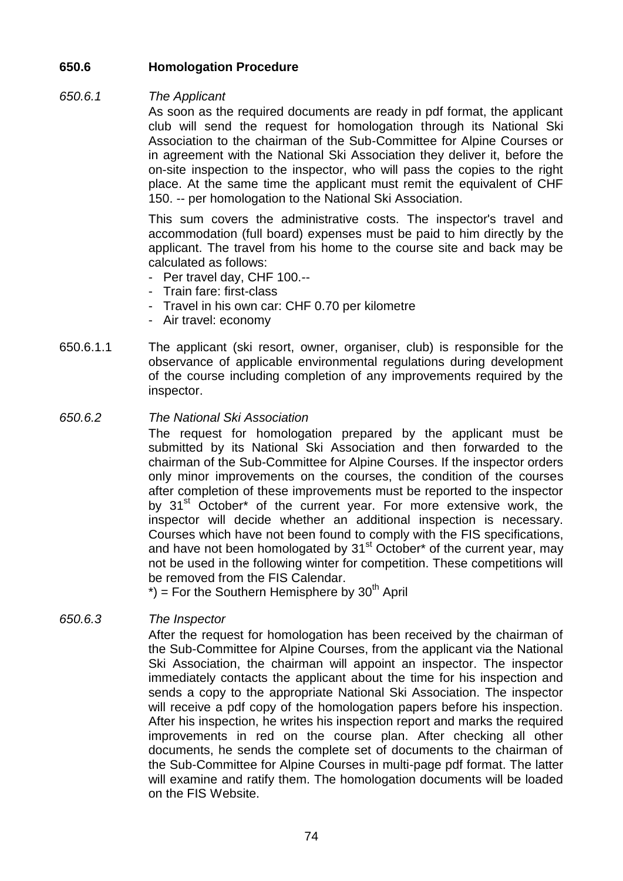## 650.6 Homologation Procedure

### *650.6.1 The Applicant*

As soon as the required documents are ready in pdf format, the applicant club will send the request for homologation through its National Ski Association to the chairman of the Sub-Committee for Alpine Courses or in agreement with the National Ski Association they deliver it, before the on-site inspection to the inspector, who will pass the copies to the right place. At the same time the applicant must remit the equivalent of CHF 150. -- per homologation to the National Ski Association.

This sum covers the administrative costs. The inspector's travel and accommodation (full board) expenses must be paid to him directly by the applicant. The travel from his home to the course site and back may be calculated as follows:

- Per travel day, CHF 100.--
- Train fare: first-class
- Travel in his own car: CHF 0.70 per kilometre
- Air travel: economy

650.6.1.1 The applicant (ski resort, owner, organiser, club) is responsible for the observance of applicable environmental regulations during development of the course including completion of any improvements required by the inspector.

### *650.6.2 The National Ski Association*

The request for homologation prepared by the applicant must be submitted by its National Ski Association and then forwarded to the chairman of the Sub-Committee for Alpine Courses. If the inspector orders only minor improvements on the courses, the condition of the courses after completion of these improvements must be reported to the inspector by 31st October* of the current year. For more extensive work, the inspector will decide whether an additional inspection is necessary. Courses which have not been found to comply with the FIS specifications, and have not been homologated by 31st October* of the current year, may not be used in the following winter for competition. These competitions will be removed from the FIS Calendar.

*) = For the Southern Hemisphere by 30th April

### *650.6.3 The Inspector*

After the request for homologation has been received by the chairman of the Sub-Committee for Alpine Courses, from the applicant via the National Ski Association, the chairman will appoint an inspector. The inspector immediately contacts the applicant about the time for his inspection and sends a copy to the appropriate National Ski Association. The inspector will receive a pdf copy of the homologation papers before his inspection. After his inspection, he writes his inspection report and marks the required improvements in red on the course plan. After checking all other documents, he sends the complete set of documents to the chairman of the Sub-Committee for Alpine Courses in multi-page pdf format. The latter will examine and ratify them. The homologation documents will be loaded on the FIS Website.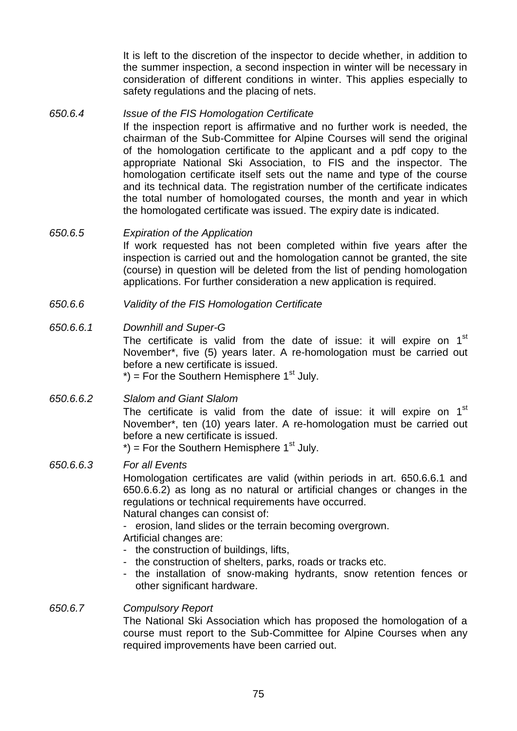It is left to the discretion of the inspector to decide whether, in addition to the summer inspection, a second inspection in winter will be necessary in consideration of different conditions in winter. This applies especially to safety regulations and the placing of nets.

*650.6.4* *Issue of the FIS Homologation Certificate*

If the inspection report is affirmative and no further work is needed, the chairman of the Sub-Committee for Alpine Courses will send the original of the homologation certificate to the applicant and a pdf copy to the appropriate National Ski Association, to FIS and the inspector. The homologation certificate itself sets out the name and type of the course and its technical data. The registration number of the certificate indicates the total number of homologated courses, the month and year in which the homologated certificate was issued. The expiry date is indicated.

*650.6.5* *Expiration of the Application*

If work requested has not been completed within five years after the inspection is carried out and the homologation cannot be granted, the site (course) in question will be deleted from the list of pending homologation applications. For further consideration a new application is required.

*650.6.6* *Validity of the FIS Homologation Certificate*

*650.6.6.1* *Downhill and Super-G*

The certificate is valid from the date of issue: it will expire on 1st November*, five (5) years later. A re-homologation must be carried out before a new certificate is issued.

*) = For the Southern Hemisphere 1st July.

*650.6.6.2* *Slalom and Giant Slalom*

The certificate is valid from the date of issue: it will expire on 1st November*, ten (10) years later. A re-homologation must be carried out before a new certificate is issued.

*) = For the Southern Hemisphere 1st July.

*650.6.6.3* *For all Events*

Homologation certificates are valid (within periods in art. 650.6.6.1 and 650.6.6.2) as long as no natural or artificial changes or changes in the regulations or technical requirements have occurred.

Natural changes can consist of:

- erosion, land slides or the terrain becoming overgrown.

Artificial changes are:

- the construction of buildings, lifts,
- the construction of shelters, parks, roads or tracks etc.
- the installation of snow-making hydrants, snow retention fences or other significant hardware.

*650.6.7* *Compulsory Report*

The National Ski Association which has proposed the homologation of a course must report to the Sub-Committee for Alpine Courses when any required improvements have been carried out.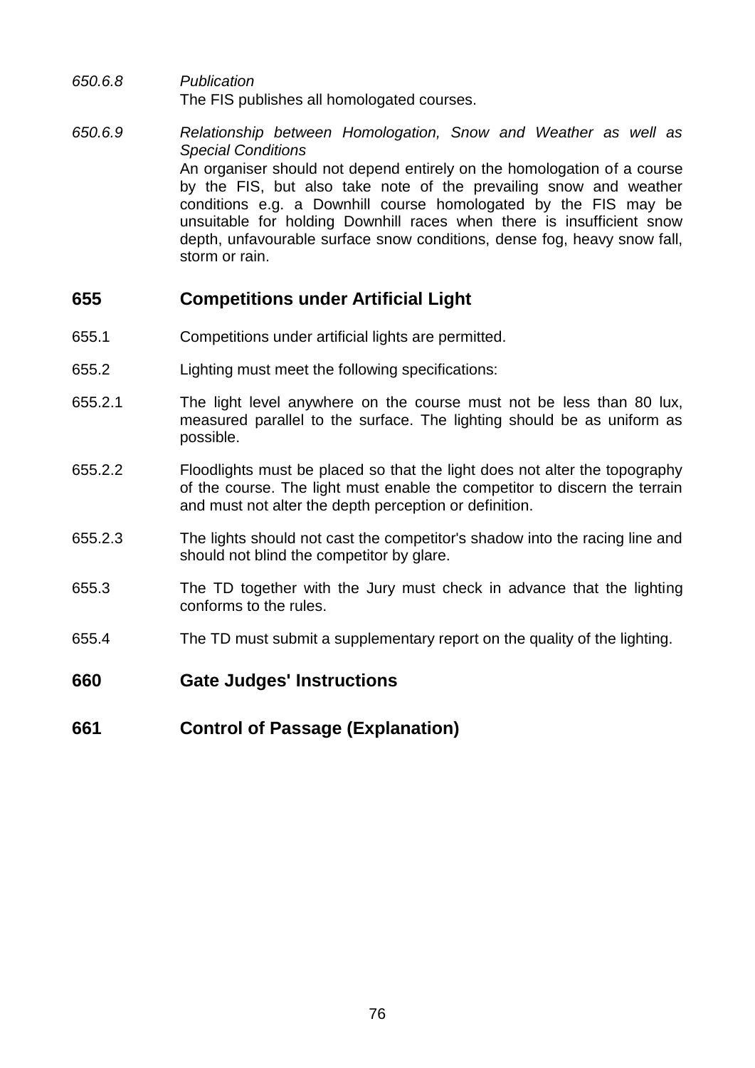*650.6.8* *Publication*

The FIS publishes all homologated courses.

*650.6.9* *Relationship between Homologation, Snow and Weather as well as Special Conditions*

An organiser should not depend entirely on the homologation of a course by the FIS, but also take note of the prevailing snow and weather conditions e.g. a Downhill course homologated by the FIS may be unsuitable for holding Downhill races when there is insufficient snow depth, unfavourable surface snow conditions, dense fog, heavy snow fall, storm or rain.

## 655 Competitions under Artificial Light

655.1 Competitions under artificial lights are permitted.

655.2 Lighting must meet the following specifications:

655.2.1 The light level anywhere on the course must not be less than 80 lux, measured parallel to the surface. The lighting should be as uniform as possible.

655.2.2 Floodlights must be placed so that the light does not alter the topography of the course. The light must enable the competitor to discern the terrain and must not alter the depth perception or definition.

655.2.3 The lights should not cast the competitor's shadow into the racing line and should not blind the competitor by glare.

655.3 The TD together with the Jury must check in advance that the lighting conforms to the rules.

655.4 The TD must submit a supplementary report on the quality of the lighting.

## 660 Gate Judges' Instructions

## 661 Control of Passage (Explanation)